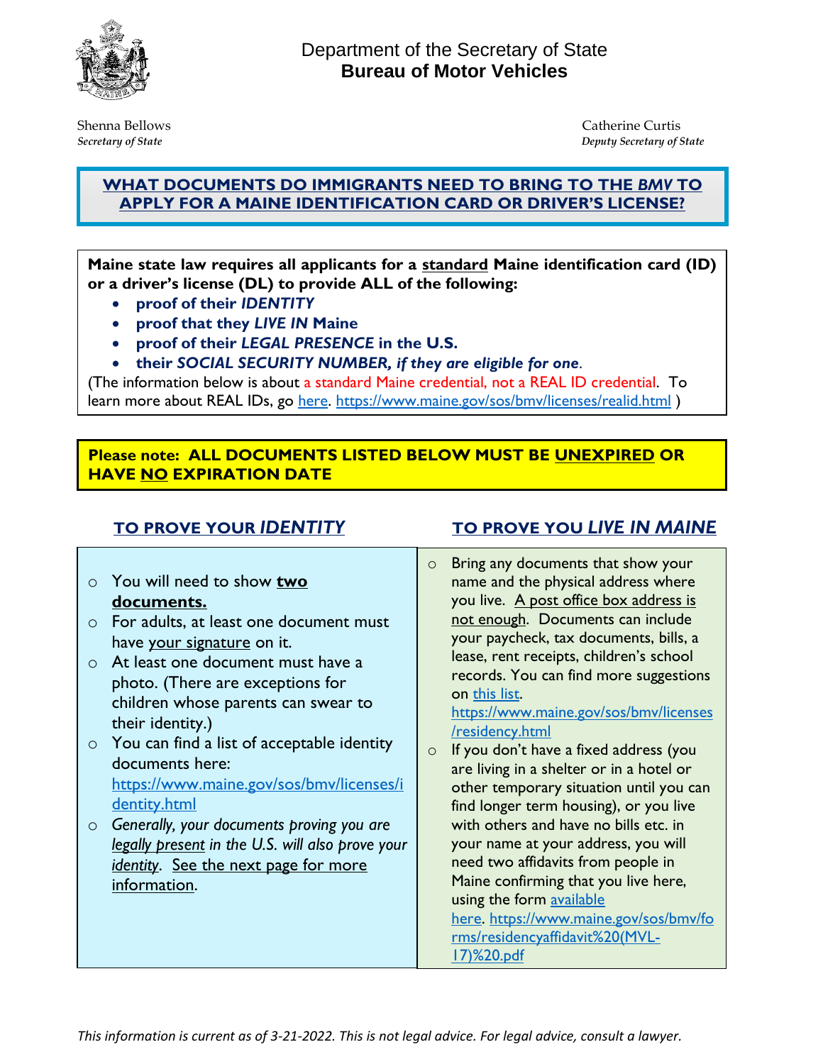Department of the Secretary of State
**Bureau of Motor Vehicles**

Shenna Bellows
*Secretary of State*

Catherine Curtis
*Deputy Secretary of State*

# WHAT DOCUMENTS DO IMMIGRANTS NEED TO BRING TO THE *BMV* TO APPLY FOR A MAINE IDENTIFICATION CARD OR DRIVER'S LICENSE?

**Maine state law requires all applicants for a standard Maine identification card (ID) or a driver's license (DL) to provide ALL of the following:**

- **proof of their *IDENTITY***
- **proof that they *LIVE IN* Maine**
- **proof of their *LEGAL PRESENCE* in the U.S.**
- **their *SOCIAL SECURITY NUMBER, if they are eligible for one*.**

(The information below is about a standard Maine credential, not a REAL ID credential. To learn more about REAL IDs, go here. https://www.maine.gov/sos/bmv/licenses/realid.html )

**Please note: ALL DOCUMENTS LISTED BELOW MUST BE UNEXPIRED OR HAVE NO EXPIRATION DATE**

## TO PROVE YOUR *IDENTITY*

- You will need to show **two documents.**
- For adults, at least one document must have your signature on it.
- At least one document must have a photo. (There are exceptions for children whose parents can swear to their identity.)
- You can find a list of acceptable identity documents here: https://www.maine.gov/sos/bmv/licenses/identity.html
- *Generally, your documents proving you are legally present in the U.S. will also prove your identity*. See the next page for more information.

## TO PROVE YOU *LIVE IN MAINE*

- Bring any documents that show your name and the physical address where you live. A post office box address is not enough. Documents can include your paycheck, tax documents, bills, a lease, rent receipts, children's school records. You can find more suggestions on this list. https://www.maine.gov/sos/bmv/licenses/residency.html
- If you don't have a fixed address (you are living in a shelter or in a hotel or other temporary situation until you can find longer term housing), or you live with others and have no bills etc. in your name at your address, you will need two affidavits from people in Maine confirming that you live here, using the form available here. https://www.maine.gov/sos/bmv/forms/residencyaffidavit%20(MVL-17)%20.pdf

*This information is current as of 3-21-2022. This is not legal advice. For legal advice, consult a lawyer.*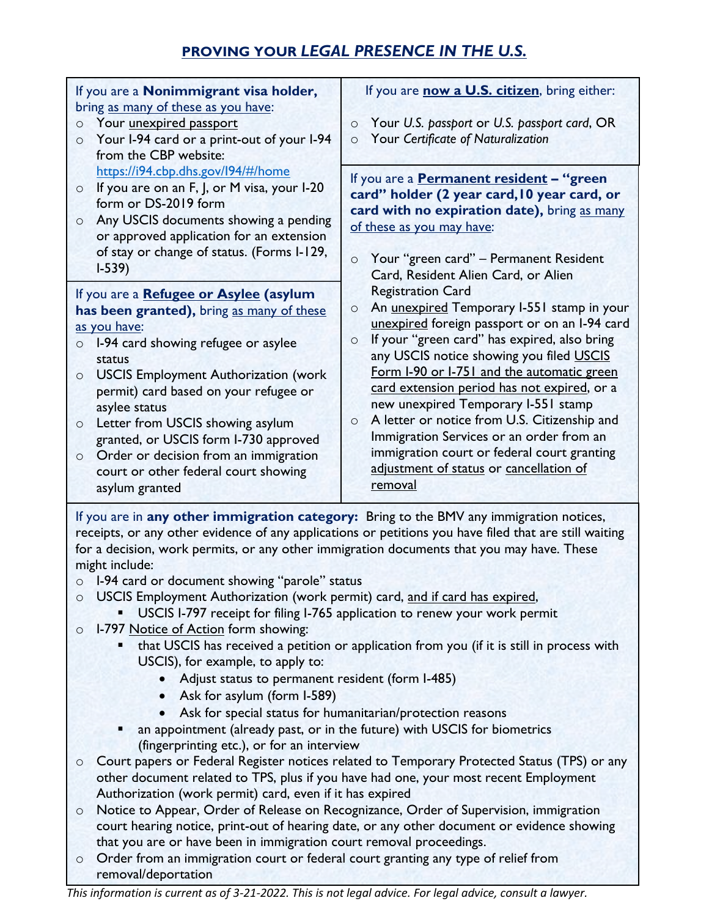# PROVING YOUR *LEGAL PRESENCE IN THE U.S.*

If you are a **Nonimmigrant visa holder,** bring as many of these as you have:

- Your unexpired passport
- Your I-94 card or a print-out of your I-94 from the CBP website: https://i94.cbp.dhs.gov/I94/#/home
- If you are on an F, J, or M visa, your I-20 form or DS-2019 form
- Any USCIS documents showing a pending or approved application for an extension of stay or change of status. (Forms I-129, I-539)

If you are a **Refugee or Asylee (asylum has been granted),** bring as many of these as you have:

- I-94 card showing refugee or asylee status
- USCIS Employment Authorization (work permit) card based on your refugee or asylee status
- Letter from USCIS showing asylum granted, or USCIS form I-730 approved
- Order or decision from an immigration court or other federal court showing asylum granted

If you are **now a U.S. citizen**, bring either:

- Your *U.S. passport* or *U.S. passport card*, OR
- Your *Certificate of Naturalization*

If you are a **Permanent resident – "green card" holder (2 year card, 10 year card, or card with no expiration date),** bring as many of these as you may have:

- Your "green card" – Permanent Resident Card, Resident Alien Card, or Alien Registration Card
- An unexpired Temporary I-551 stamp in your unexpired foreign passport or on an I-94 card
- If your "green card" has expired, also bring any USCIS notice showing you filed USCIS Form I-90 or I-751 and the automatic green card extension period has not expired, or a new unexpired Temporary I-551 stamp
- A letter or notice from U.S. Citizenship and Immigration Services or an order from an immigration court or federal court granting adjustment of status or cancellation of removal

If you are in **any other immigration category:** Bring to the BMV any immigration notices, receipts, or any other evidence of any applications or petitions you have filed that are still waiting for a decision, work permits, or any other immigration documents that you may have. These might include:

- I-94 card or document showing "parole" status
- USCIS Employment Authorization (work permit) card, and if card has expired,
  - USCIS I-797 receipt for filing I-765 application to renew your work permit
- I-797 Notice of Action form showing:
  - that USCIS has received a petition or application from you (if it is still in process with USCIS), for example, to apply to:
    - Adjust status to permanent resident (form I-485)
    - Ask for asylum (form I-589)
    - Ask for special status for humanitarian/protection reasons
  - an appointment (already past, or in the future) with USCIS for biometrics (fingerprinting etc.), or for an interview
- Court papers or Federal Register notices related to Temporary Protected Status (TPS) or any other document related to TPS, plus if you have had one, your most recent Employment Authorization (work permit) card, even if it has expired
- Notice to Appear, Order of Release on Recognizance, Order of Supervision, immigration court hearing notice, print-out of hearing date, or any other document or evidence showing that you are or have been in immigration court removal proceedings.
- Order from an immigration court or federal court granting any type of relief from removal/deportation

*This information is current as of 3-21-2022. This is not legal advice. For legal advice, consult a lawyer.*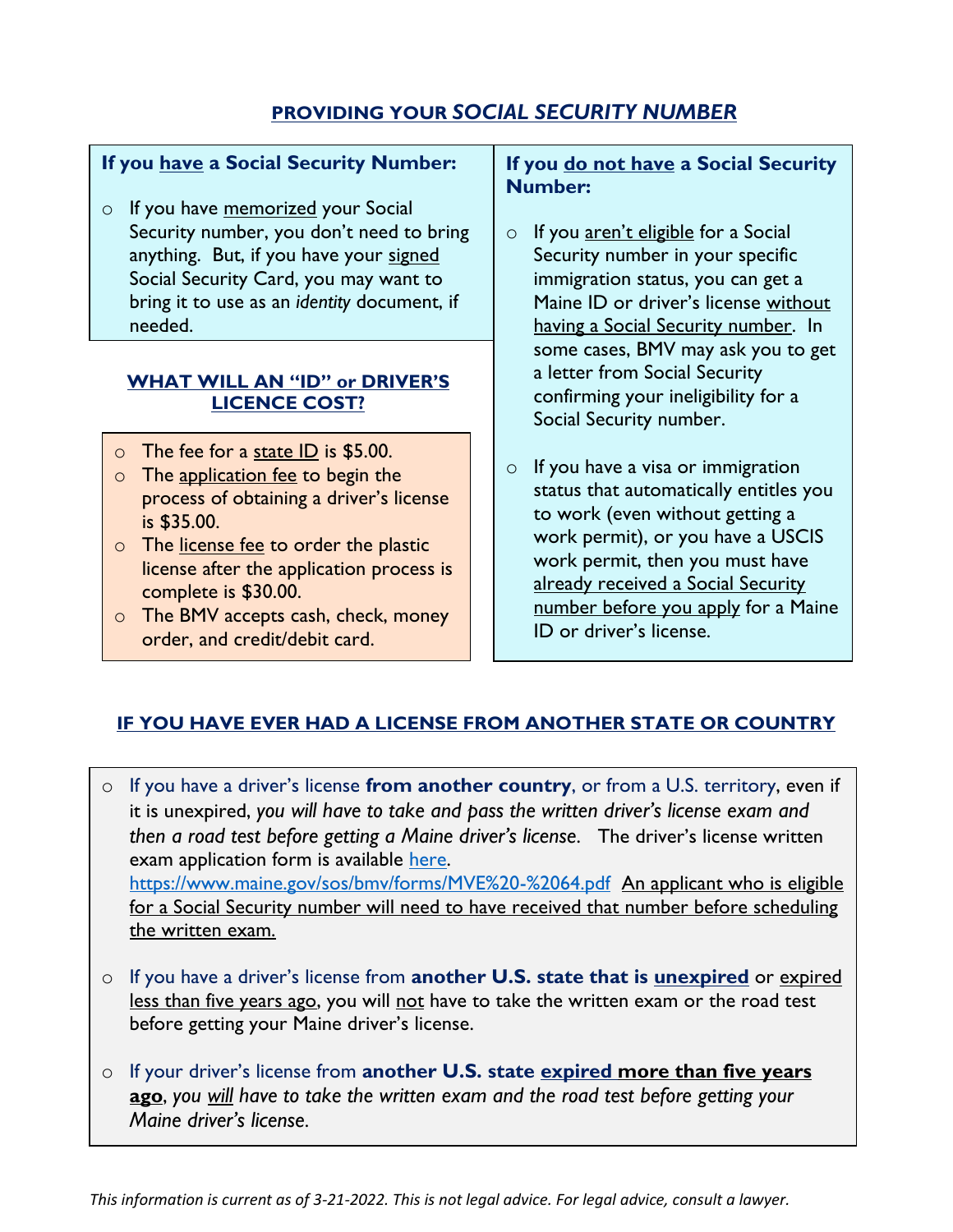## PROVIDING YOUR *SOCIAL SECURITY NUMBER*

### If you have a Social Security Number:

- If you have memorized your Social Security number, you don't need to bring anything. But, if you have your signed Social Security Card, you may want to bring it to use as an *identity* document, if needed.

### If you do not have a Social Security Number:

- If you aren't eligible for a Social Security number in your specific immigration status, you can get a Maine ID or driver's license without having a Social Security number. In some cases, BMV may ask you to get a letter from Social Security confirming your ineligibility for a Social Security number.
- If you have a visa or immigration status that automatically entitles you to work (even without getting a work permit), or you have a USCIS work permit, then you must have already received a Social Security number before you apply for a Maine ID or driver's license.

## WHAT WILL AN "ID" or DRIVER'S LICENCE COST?

- The fee for a state ID is $5.00.
- The application fee to begin the process of obtaining a driver's license is $35.00.
- The license fee to order the plastic license after the application process is complete is $30.00.
- The BMV accepts cash, check, money order, and credit/debit card.

## IF YOU HAVE EVER HAD A LICENSE FROM ANOTHER STATE OR COUNTRY

- If you have a driver's license **from another country**, or from a U.S. territory, even if it is unexpired, *you will have to take and pass the written driver's license exam and then a road test before getting a Maine driver's license*. The driver's license written exam application form is available here. https://www.maine.gov/sos/bmv/forms/MVE%20-%2064.pdf An applicant who is eligible for a Social Security number will need to have received that number before scheduling the written exam.
- If you have a driver's license from **another U.S. state that is unexpired** or expired less than five years ago, you will not have to take the written exam or the road test before getting your Maine driver's license.
- If your driver's license from **another U.S. state expired more than five years ago**, *you will have to take the written exam and the road test before getting your Maine driver's license.*

*This information is current as of 3-21-2022. This is not legal advice. For legal advice, consult a lawyer.*